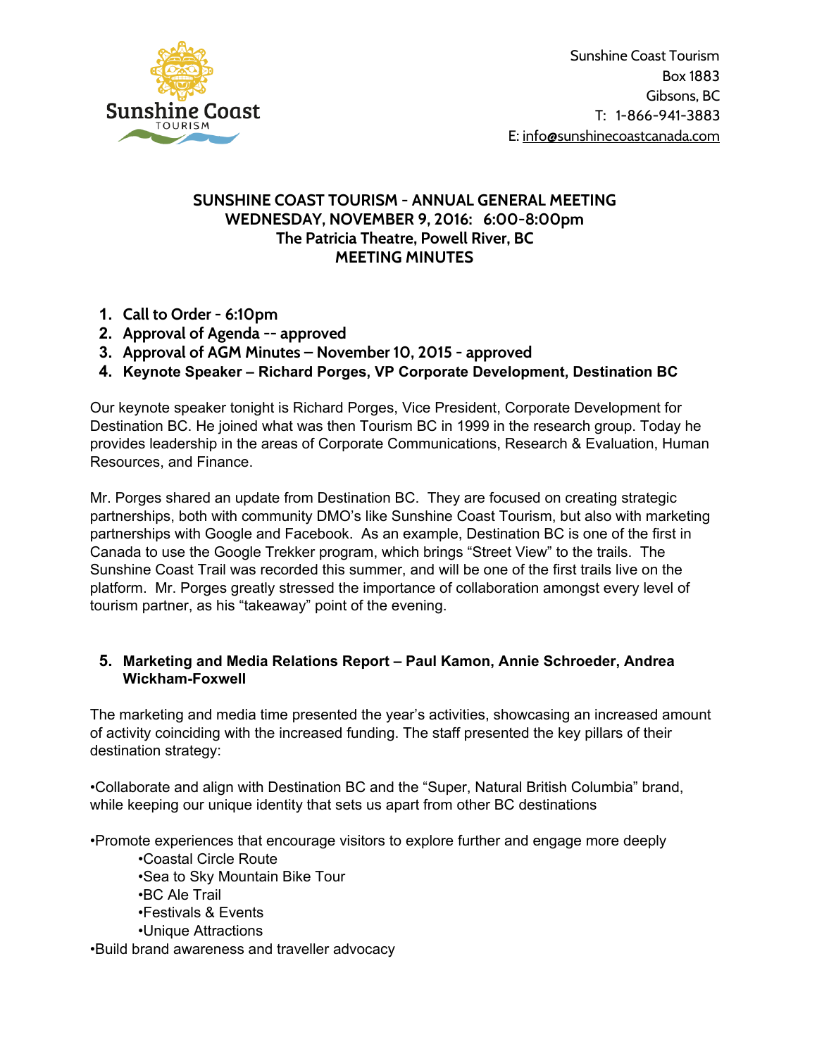Sunshine Coast Tourism
Box 1883
Gibsons, BC
T: 1-866-941-3883
E: info@sunshinecoastcanada.com

# SUNSHINE COAST TOURISM - ANNUAL GENERAL MEETING
## WEDNESDAY, NOVEMBER 9, 2016: 6:00-8:00pm
## The Patricia Theatre, Powell River, BC
## MEETING MINUTES

1. **Call to Order - 6:10pm**
2. **Approval of Agenda -- approved**
3. **Approval of AGM Minutes – November 10, 2015 - approved**
4. **Keynote Speaker – Richard Porges, VP Corporate Development, Destination BC**

Our keynote speaker tonight is Richard Porges, Vice President, Corporate Development for Destination BC. He joined what was then Tourism BC in 1999 in the research group. Today he provides leadership in the areas of Corporate Communications, Research & Evaluation, Human Resources, and Finance.

Mr. Porges shared an update from Destination BC. They are focused on creating strategic partnerships, both with community DMO's like Sunshine Coast Tourism, but also with marketing partnerships with Google and Facebook. As an example, Destination BC is one of the first in Canada to use the Google Trekker program, which brings "Street View" to the trails. The Sunshine Coast Trail was recorded this summer, and will be one of the first trails live on the platform. Mr. Porges greatly stressed the importance of collaboration amongst every level of tourism partner, as his "takeaway" point of the evening.

5. **Marketing and Media Relations Report – Paul Kamon, Annie Schroeder, Andrea Wickham-Foxwell**

The marketing and media time presented the year's activities, showcasing an increased amount of activity coinciding with the increased funding. The staff presented the key pillars of their destination strategy:

•Collaborate and align with Destination BC and the "Super, Natural British Columbia" brand, while keeping our unique identity that sets us apart from other BC destinations

•Promote experiences that encourage visitors to explore further and engage more deeply
- •Coastal Circle Route
- •Sea to Sky Mountain Bike Tour
- •BC Ale Trail
- •Festivals & Events
- •Unique Attractions

•Build brand awareness and traveller advocacy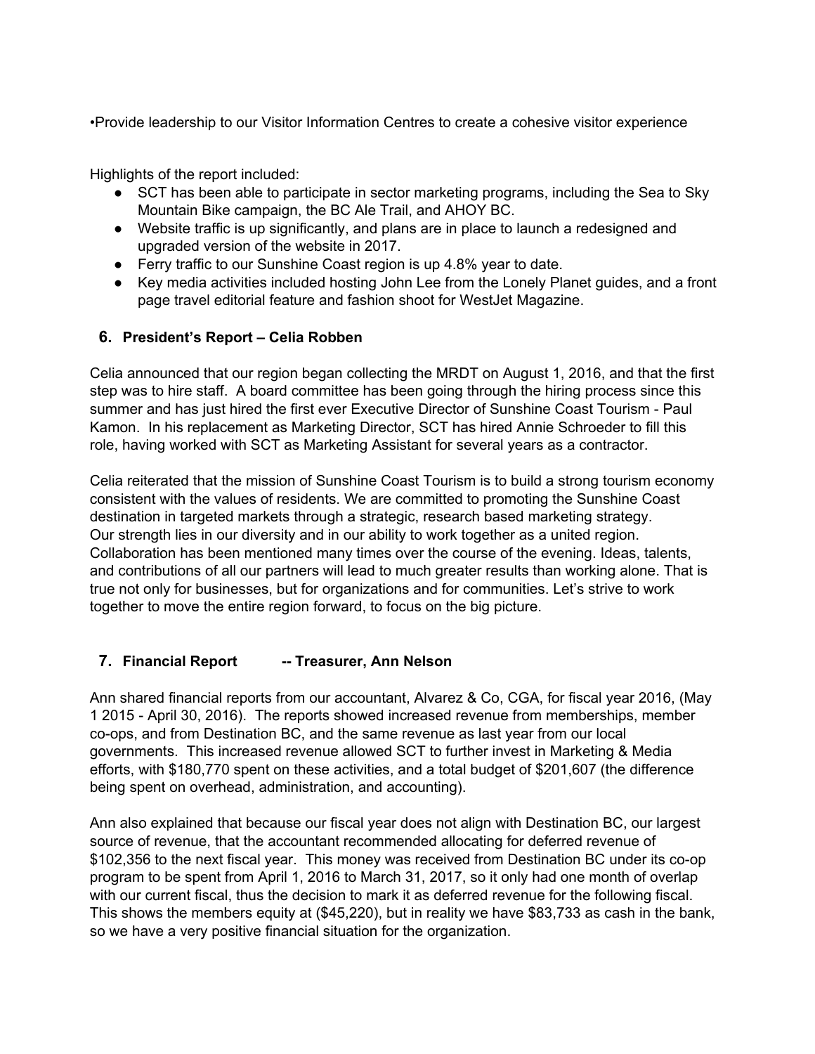•Provide leadership to our Visitor Information Centres to create a cohesive visitor experience

Highlights of the report included:

- SCT has been able to participate in sector marketing programs, including the Sea to Sky Mountain Bike campaign, the BC Ale Trail, and AHOY BC.
- Website traffic is up significantly, and plans are in place to launch a redesigned and upgraded version of the website in 2017.
- Ferry traffic to our Sunshine Coast region is up 4.8% year to date.
- Key media activities included hosting John Lee from the Lonely Planet guides, and a front page travel editorial feature and fashion shoot for WestJet Magazine.

## 6. President's Report – Celia Robben

Celia announced that our region began collecting the MRDT on August 1, 2016, and that the first step was to hire staff. A board committee has been going through the hiring process since this summer and has just hired the first ever Executive Director of Sunshine Coast Tourism - Paul Kamon. In his replacement as Marketing Director, SCT has hired Annie Schroeder to fill this role, having worked with SCT as Marketing Assistant for several years as a contractor.

Celia reiterated that the mission of Sunshine Coast Tourism is to build a strong tourism economy consistent with the values of residents. We are committed to promoting the Sunshine Coast destination in targeted markets through a strategic, research based marketing strategy.
Our strength lies in our diversity and in our ability to work together as a united region. Collaboration has been mentioned many times over the course of the evening. Ideas, talents, and contributions of all our partners will lead to much greater results than working alone. That is true not only for businesses, but for organizations and for communities. Let's strive to work together to move the entire region forward, to focus on the big picture.

## 7. Financial Report -- Treasurer, Ann Nelson

Ann shared financial reports from our accountant, Alvarez & Co, CGA, for fiscal year 2016, (May 1 2015 - April 30, 2016). The reports showed increased revenue from memberships, member co-ops, and from Destination BC, and the same revenue as last year from our local governments. This increased revenue allowed SCT to further invest in Marketing & Media efforts, with $180,770 spent on these activities, and a total budget of $201,607 (the difference being spent on overhead, administration, and accounting).

Ann also explained that because our fiscal year does not align with Destination BC, our largest source of revenue, that the accountant recommended allocating for deferred revenue of $102,356 to the next fiscal year. This money was received from Destination BC under its co-op program to be spent from April 1, 2016 to March 31, 2017, so it only had one month of overlap with our current fiscal, thus the decision to mark it as deferred revenue for the following fiscal. This shows the members equity at ($45,220), but in reality we have $83,733 as cash in the bank, so we have a very positive financial situation for the organization.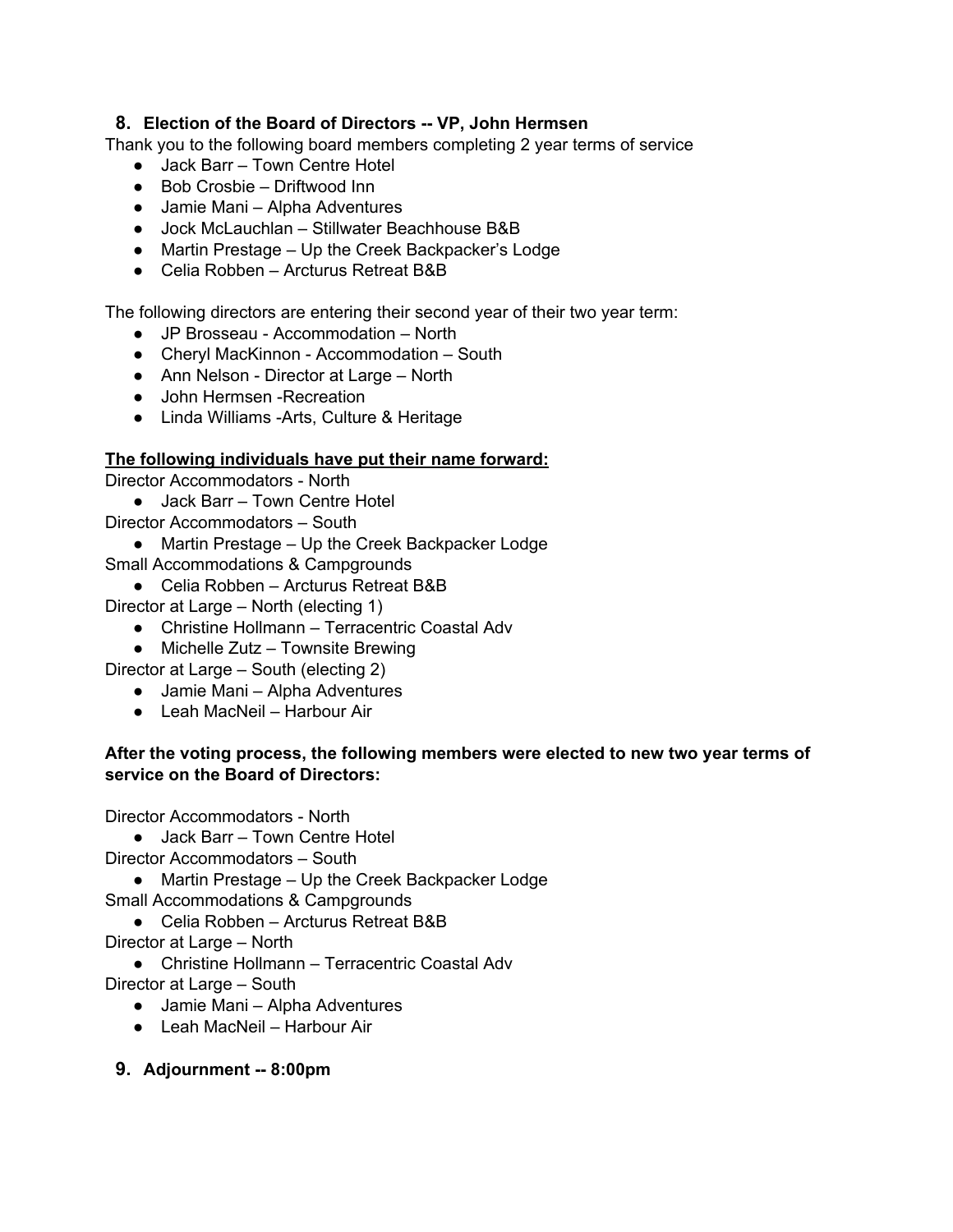### 8. Election of the Board of Directors -- VP, John Hermsen

Thank you to the following board members completing 2 year terms of service

- Jack Barr – Town Centre Hotel
- Bob Crosbie – Driftwood Inn
- Jamie Mani – Alpha Adventures
- Jock McLauchlan – Stillwater Beachhouse B&B
- Martin Prestage – Up the Creek Backpacker's Lodge
- Celia Robben – Arcturus Retreat B&B

The following directors are entering their second year of their two year term:

- JP Brosseau - Accommodation – North
- Cheryl MacKinnon - Accommodation – South
- Ann Nelson - Director at Large – North
- John Hermsen -Recreation
- Linda Williams -Arts, Culture & Heritage

**<u>The following individuals have put their name forward:</u>**

Director Accommodators - North

- Jack Barr – Town Centre Hotel

Director Accommodators – South

- Martin Prestage – Up the Creek Backpacker Lodge

Small Accommodations & Campgrounds

- Celia Robben – Arcturus Retreat B&B

Director at Large – North (electing 1)

- Christine Hollmann – Terracentric Coastal Adv
- Michelle Zutz – Townsite Brewing

Director at Large – South (electing 2)

- Jamie Mani – Alpha Adventures
- Leah MacNeil – Harbour Air

**After the voting process, the following members were elected to new two year terms of service on the Board of Directors:**

Director Accommodators - North

- Jack Barr – Town Centre Hotel

Director Accommodators – South

- Martin Prestage – Up the Creek Backpacker Lodge

Small Accommodations & Campgrounds

- Celia Robben – Arcturus Retreat B&B

Director at Large – North

- Christine Hollmann – Terracentric Coastal Adv

Director at Large – South

- Jamie Mani – Alpha Adventures
- Leah MacNeil – Harbour Air

### 9. Adjournment -- 8:00pm